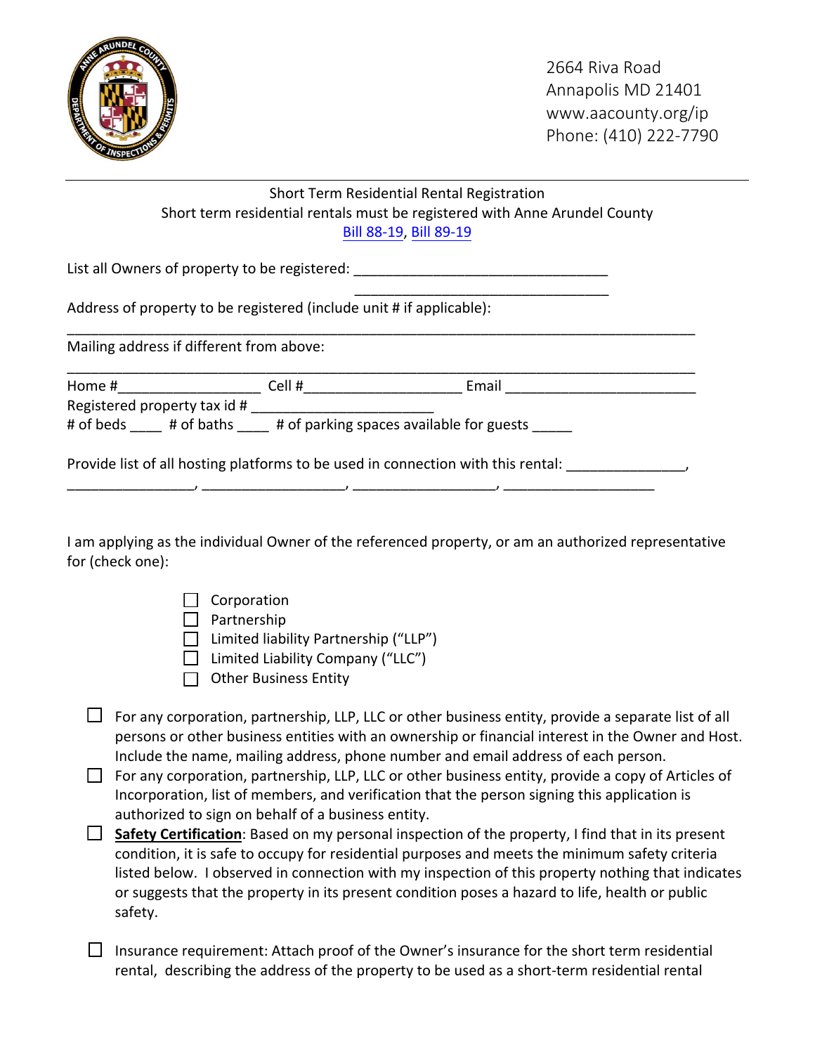2664 Riva Road
Annapolis MD 21401
www.aacounty.org/ip
Phone: (410) 222-7790

---

Short Term Residential Rental Registration

Short term residential rentals must be registered with Anne Arundel County

Bill 88-19, Bill 89-19

List all Owners of property to be registered: ________________________________
________________________________

Address of property to be registered (include unit # if applicable):
________________________________________________________________________________

Mailing address if different from above:
________________________________________________________________________________

Home #_________________ Cell #___________________ Email _______________________

Registered property tax id # _______________________

# of beds ____ # of baths ____ # of parking spaces available for guests _____

Provide list of all hosting platforms to be used in connection with this rental: _______________, ________________, __________________, __________________, ___________________

I am applying as the individual Owner of the referenced property, or am an authorized representative for (check one):

- ☐ Corporation
- ☐ Partnership
- ☐ Limited liability Partnership ("LLP")
- ☐ Limited Liability Company ("LLC")
- ☐ Other Business Entity

☐ For any corporation, partnership, LLP, LLC or other business entity, provide a separate list of all persons or other business entities with an ownership or financial interest in the Owner and Host. Include the name, mailing address, phone number and email address of each person.

☐ For any corporation, partnership, LLP, LLC or other business entity, provide a copy of Articles of Incorporation, list of members, and verification that the person signing this application is authorized to sign on behalf of a business entity.

☐ **Safety Certification**: Based on my personal inspection of the property, I find that in its present condition, it is safe to occupy for residential purposes and meets the minimum safety criteria listed below. I observed in connection with my inspection of this property nothing that indicates or suggests that the property in its present condition poses a hazard to life, health or public safety.

☐ Insurance requirement: Attach proof of the Owner's insurance for the short term residential rental, describing the address of the property to be used as a short-term residential rental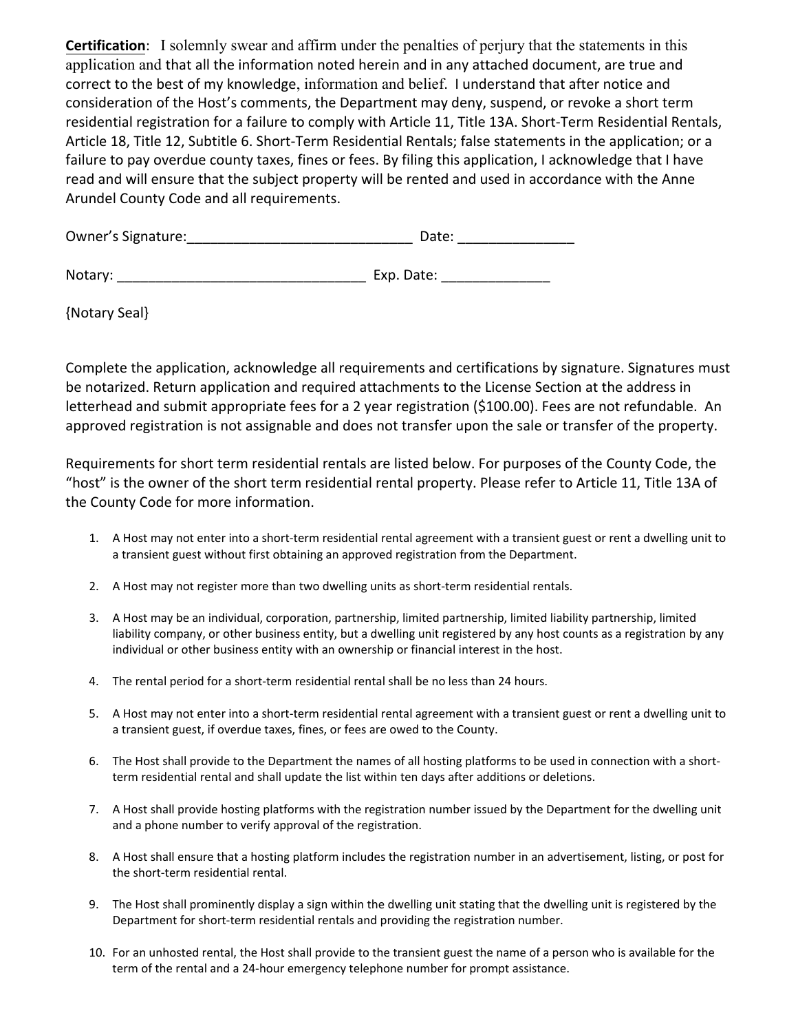**Certification**: I solemnly swear and affirm under the penalties of perjury that the statements in this application and that all the information noted herein and in any attached document, are true and correct to the best of my knowledge, information and belief. I understand that after notice and consideration of the Host's comments, the Department may deny, suspend, or revoke a short term residential registration for a failure to comply with Article 11, Title 13A. Short-Term Residential Rentals, Article 18, Title 12, Subtitle 6. Short-Term Residential Rentals; false statements in the application; or a failure to pay overdue county taxes, fines or fees. By filing this application, I acknowledge that I have read and will ensure that the subject property will be rented and used in accordance with the Anne Arundel County Code and all requirements.

Owner's Signature:_____________________________ Date: _______________

Notary: ________________________________ Exp. Date: ______________

{Notary Seal}

Complete the application, acknowledge all requirements and certifications by signature. Signatures must be notarized. Return application and required attachments to the License Section at the address in letterhead and submit appropriate fees for a 2 year registration ($100.00). Fees are not refundable. An approved registration is not assignable and does not transfer upon the sale or transfer of the property.

Requirements for short term residential rentals are listed below. For purposes of the County Code, the "host" is the owner of the short term residential rental property. Please refer to Article 11, Title 13A of the County Code for more information.

1. A Host may not enter into a short-term residential rental agreement with a transient guest or rent a dwelling unit to a transient guest without first obtaining an approved registration from the Department.
2. A Host may not register more than two dwelling units as short-term residential rentals.
3. A Host may be an individual, corporation, partnership, limited partnership, limited liability partnership, limited liability company, or other business entity, but a dwelling unit registered by any host counts as a registration by any individual or other business entity with an ownership or financial interest in the host.
4. The rental period for a short-term residential rental shall be no less than 24 hours.
5. A Host may not enter into a short-term residential rental agreement with a transient guest or rent a dwelling unit to a transient guest, if overdue taxes, fines, or fees are owed to the County.
6. The Host shall provide to the Department the names of all hosting platforms to be used in connection with a short-term residential rental and shall update the list within ten days after additions or deletions.
7. A Host shall provide hosting platforms with the registration number issued by the Department for the dwelling unit and a phone number to verify approval of the registration.
8. A Host shall ensure that a hosting platform includes the registration number in an advertisement, listing, or post for the short-term residential rental.
9. The Host shall prominently display a sign within the dwelling unit stating that the dwelling unit is registered by the Department for short-term residential rentals and providing the registration number.
10. For an unhosted rental, the Host shall provide to the transient guest the name of a person who is available for the term of the rental and a 24-hour emergency telephone number for prompt assistance.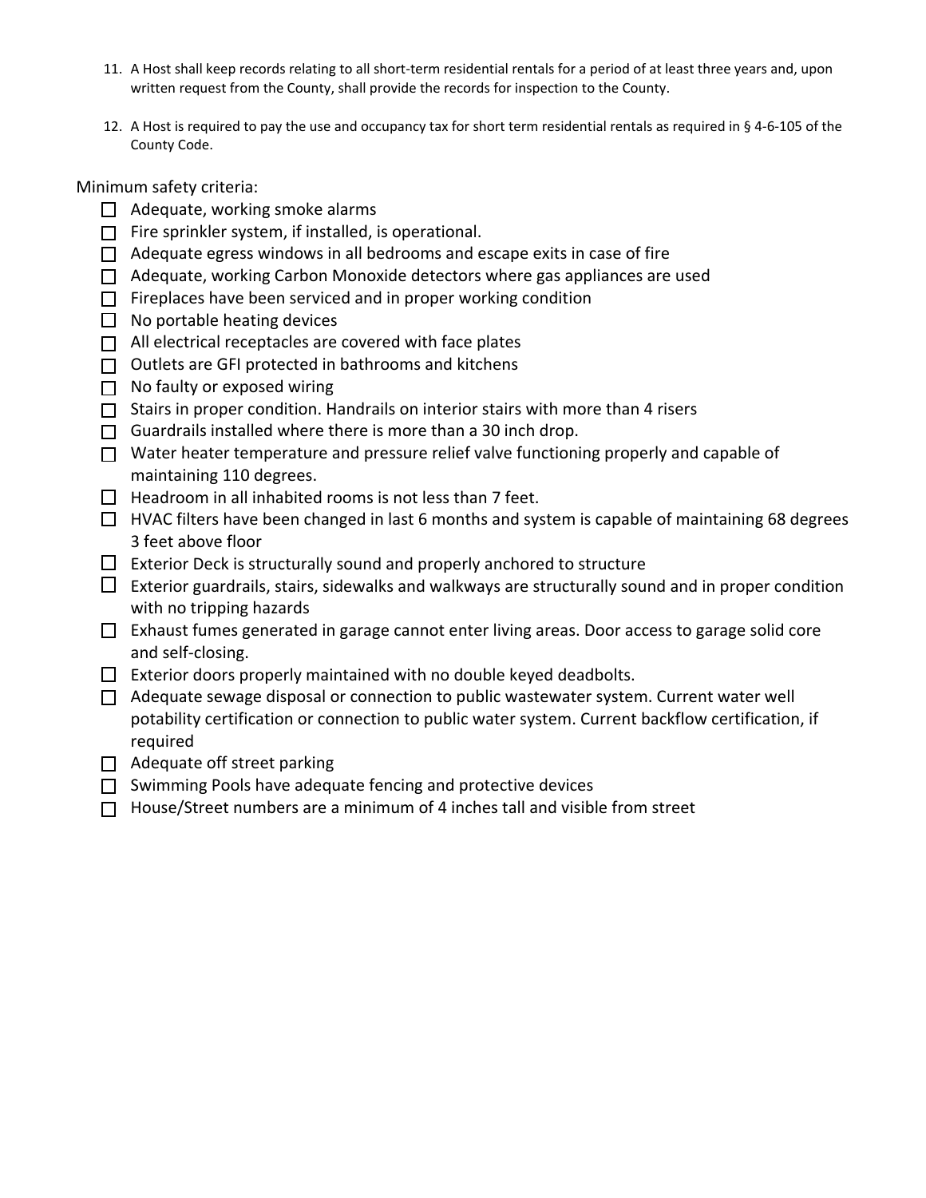11. A Host shall keep records relating to all short-term residential rentals for a period of at least three years and, upon written request from the County, shall provide the records for inspection to the County.

12. A Host is required to pay the use and occupancy tax for short term residential rentals as required in § 4-6-105 of the County Code.

Minimum safety criteria:

- ☐ Adequate, working smoke alarms
- ☐ Fire sprinkler system, if installed, is operational.
- ☐ Adequate egress windows in all bedrooms and escape exits in case of fire
- ☐ Adequate, working Carbon Monoxide detectors where gas appliances are used
- ☐ Fireplaces have been serviced and in proper working condition
- ☐ No portable heating devices
- ☐ All electrical receptacles are covered with face plates
- ☐ Outlets are GFI protected in bathrooms and kitchens
- ☐ No faulty or exposed wiring
- ☐ Stairs in proper condition. Handrails on interior stairs with more than 4 risers
- ☐ Guardrails installed where there is more than a 30 inch drop.
- ☐ Water heater temperature and pressure relief valve functioning properly and capable of maintaining 110 degrees.
- ☐ Headroom in all inhabited rooms is not less than 7 feet.
- ☐ HVAC filters have been changed in last 6 months and system is capable of maintaining 68 degrees 3 feet above floor
- ☐ Exterior Deck is structurally sound and properly anchored to structure
- ☐ Exterior guardrails, stairs, sidewalks and walkways are structurally sound and in proper condition with no tripping hazards
- ☐ Exhaust fumes generated in garage cannot enter living areas. Door access to garage solid core and self-closing.
- ☐ Exterior doors properly maintained with no double keyed deadbolts.
- ☐ Adequate sewage disposal or connection to public wastewater system. Current water well potability certification or connection to public water system. Current backflow certification, if required
- ☐ Adequate off street parking
- ☐ Swimming Pools have adequate fencing and protective devices
- ☐ House/Street numbers are a minimum of 4 inches tall and visible from street